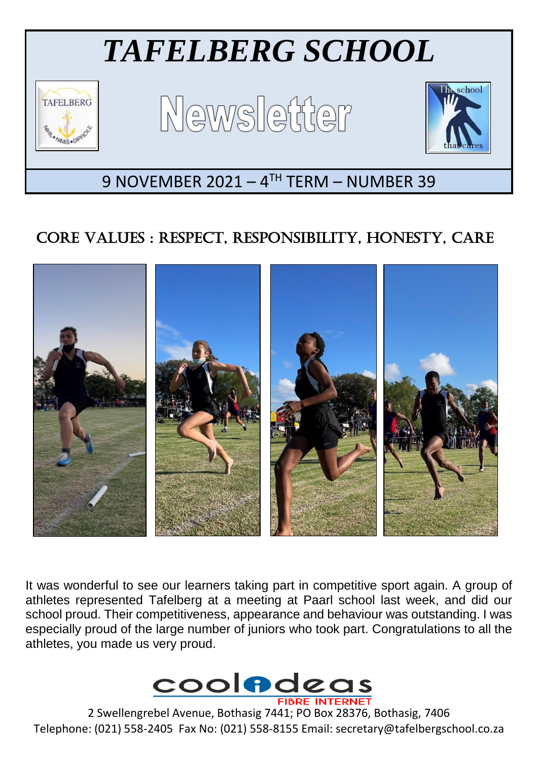# *TAFELBERG SCHOOL*

## Newsletter

9 NOVEMBER 2021 – 4TH TERM – NUMBER 39

## CORE VALUES : RESPECT, RESPONSIBILITY, HONESTY, CARE

It was wonderful to see our learners taking part in competitive sport again. A group of athletes represented Tafelberg at a meeting at Paarl school last week, and did our school proud. Their competitiveness, appearance and behaviour was outstanding. I was especially proud of the large number of juniors who took part. Congratulations to all the athletes, you made us very proud.

coolideas FIBRE INTERNET

2 Swellengrebel Avenue, Bothasig 7441; PO Box 28376, Bothasig, 7406
Telephone: (021) 558-2405 Fax No: (021) 558-8155 Email: secretary@tafelbergschool.co.za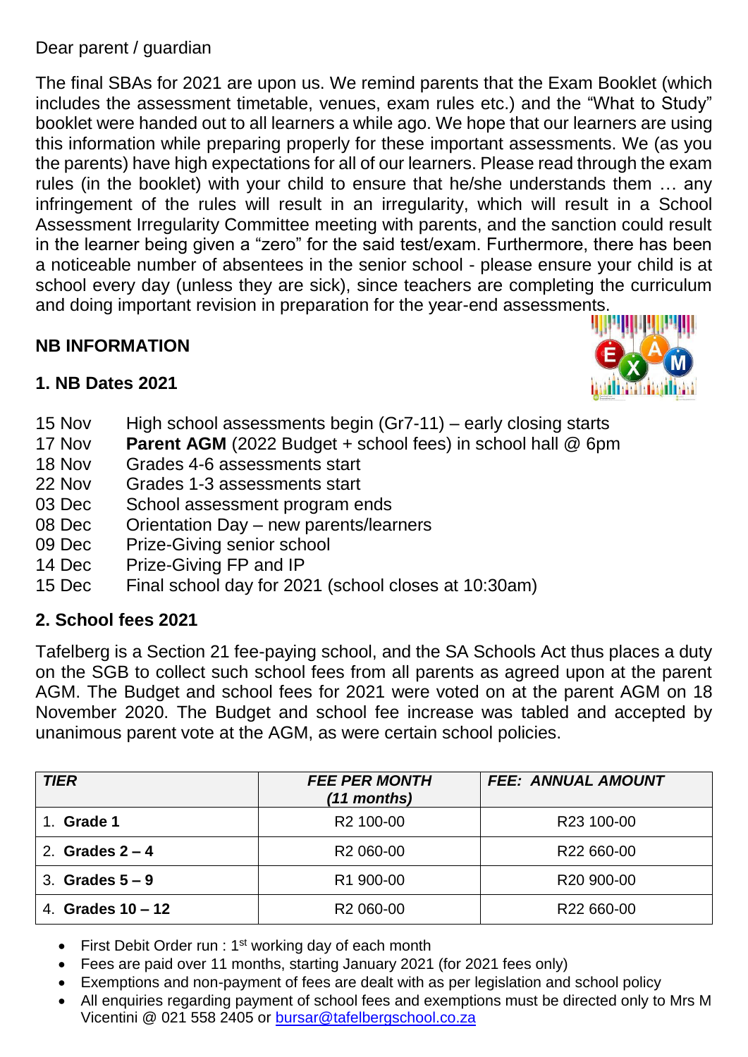Dear parent / guardian

The final SBAs for 2021 are upon us. We remind parents that the Exam Booklet (which includes the assessment timetable, venues, exam rules etc.) and the "What to Study" booklet were handed out to all learners a while ago. We hope that our learners are using this information while preparing properly for these important assessments. We (as you the parents) have high expectations for all of our learners. Please read through the exam rules (in the booklet) with your child to ensure that he/she understands them … any infringement of the rules will result in an irregularity, which will result in a School Assessment Irregularity Committee meeting with parents, and the sanction could result in the learner being given a "zero" for the said test/exam. Furthermore, there has been a noticeable number of absentees in the senior school - please ensure your child is at school every day (unless they are sick), since teachers are completing the curriculum and doing important revision in preparation for the year-end assessments.

## NB INFORMATION

### 1. NB Dates 2021

| | |
|---|---|
| 15 Nov | High school assessments begin (Gr7-11) – early closing starts |
| 17 Nov | **Parent AGM** (2022 Budget + school fees) in school hall @ 6pm |
| 18 Nov | Grades 4-6 assessments start |
| 22 Nov | Grades 1-3 assessments start |
| 03 Dec | School assessment program ends |
| 08 Dec | Orientation Day – new parents/learners |
| 09 Dec | Prize-Giving senior school |
| 14 Dec | Prize-Giving FP and IP |
| 15 Dec | Final school day for 2021 (school closes at 10:30am) |

### 2. School fees 2021

Tafelberg is a Section 21 fee-paying school, and the SA Schools Act thus places a duty on the SGB to collect such school fees from all parents as agreed upon at the parent AGM. The Budget and school fees for 2021 were voted on at the parent AGM on 18 November 2020. The Budget and school fee increase was tabled and accepted by unanimous parent vote at the AGM, as were certain school policies.

| *TIER* | *FEE PER MONTH (11 months)* | *FEE: ANNUAL AMOUNT* |
|---|---|---|
| 1. **Grade 1** | R2 100-00 | R23 100-00 |
| 2. **Grades 2 – 4** | R2 060-00 | R22 660-00 |
| 3. **Grades 5 – 9** | R1 900-00 | R20 900-00 |
| 4. **Grades 10 – 12** | R2 060-00 | R22 660-00 |

- First Debit Order run : 1st working day of each month
- Fees are paid over 11 months, starting January 2021 (for 2021 fees only)
- Exemptions and non-payment of fees are dealt with as per legislation and school policy
- All enquiries regarding payment of school fees and exemptions must be directed only to Mrs M Vicentini @ 021 558 2405 or bursar@tafelbergschool.co.za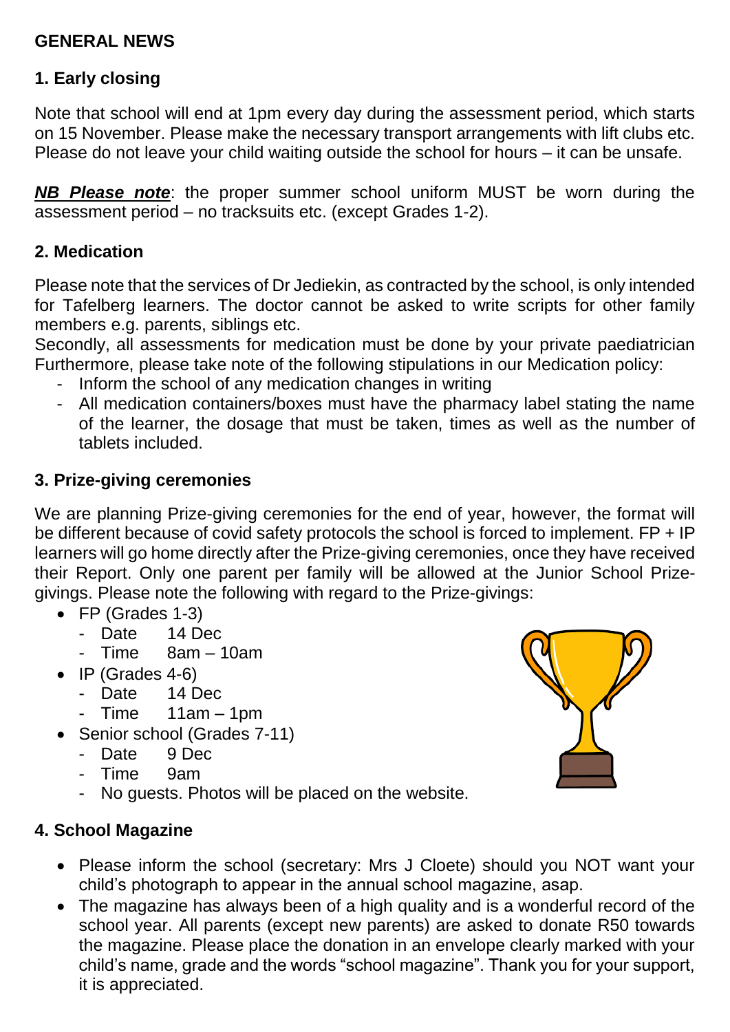## GENERAL NEWS

### 1. Early closing

Note that school will end at 1pm every day during the assessment period, which starts on 15 November. Please make the necessary transport arrangements with lift clubs etc. Please do not leave your child waiting outside the school for hours – it can be unsafe.

***NB Please note***: the proper summer school uniform MUST be worn during the assessment period – no tracksuits etc. (except Grades 1-2).

### 2. Medication

Please note that the services of Dr Jediekin, as contracted by the school, is only intended for Tafelberg learners. The doctor cannot be asked to write scripts for other family members e.g. parents, siblings etc.
Secondly, all assessments for medication must be done by your private paediatrician Furthermore, please take note of the following stipulations in our Medication policy:

- Inform the school of any medication changes in writing
- All medication containers/boxes must have the pharmacy label stating the name of the learner, the dosage that must be taken, times as well as the number of tablets included.

### 3. Prize-giving ceremonies

We are planning Prize-giving ceremonies for the end of year, however, the format will be different because of covid safety protocols the school is forced to implement. FP + IP learners will go home directly after the Prize-giving ceremonies, once they have received their Report. Only one parent per family will be allowed at the Junior School Prize-givings. Please note the following with regard to the Prize-givings:

- FP (Grades 1-3)
  - Date 14 Dec
  - Time 8am – 10am
- IP (Grades 4-6)
  - Date 14 Dec
  - Time 11am – 1pm
- Senior school (Grades 7-11)
  - Date 9 Dec
  - Time 9am
  - No guests. Photos will be placed on the website.

### 4. School Magazine

- Please inform the school (secretary: Mrs J Cloete) should you NOT want your child's photograph to appear in the annual school magazine, asap.
- The magazine has always been of a high quality and is a wonderful record of the school year. All parents (except new parents) are asked to donate R50 towards the magazine. Please place the donation in an envelope clearly marked with your child's name, grade and the words "school magazine". Thank you for your support, it is appreciated.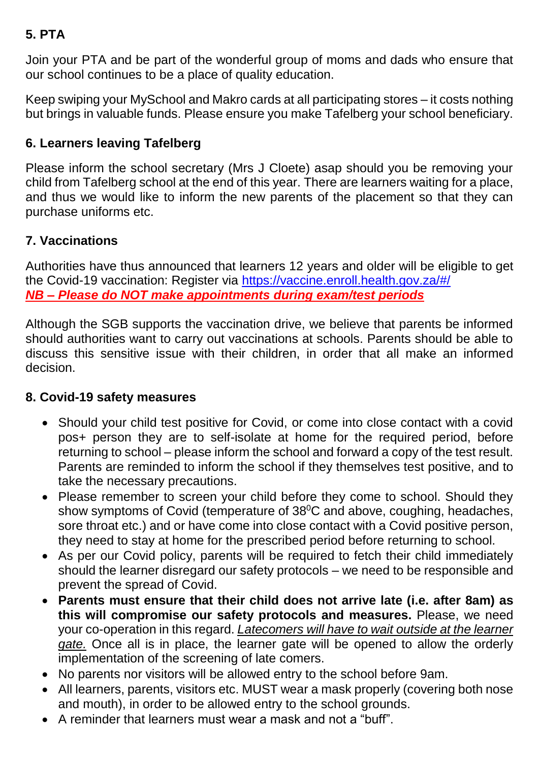## 5. PTA

Join your PTA and be part of the wonderful group of moms and dads who ensure that our school continues to be a place of quality education.

Keep swiping your MySchool and Makro cards at all participating stores – it costs nothing but brings in valuable funds. Please ensure you make Tafelberg your school beneficiary.

## 6. Learners leaving Tafelberg

Please inform the school secretary (Mrs J Cloete) asap should you be removing your child from Tafelberg school at the end of this year. There are learners waiting for a place, and thus we would like to inform the new parents of the placement so that they can purchase uniforms etc.

## 7. Vaccinations

Authorities have thus announced that learners 12 years and older will be eligible to get the Covid-19 vaccination: Register via https://vaccine.enroll.health.gov.za/#/
***NB – Please do NOT make appointments during exam/test periods***

Although the SGB supports the vaccination drive, we believe that parents be informed should authorities want to carry out vaccinations at schools. Parents should be able to discuss this sensitive issue with their children, in order that all make an informed decision.

## 8. Covid-19 safety measures

- Should your child test positive for Covid, or come into close contact with a covid pos+ person they are to self-isolate at home for the required period, before returning to school – please inform the school and forward a copy of the test result. Parents are reminded to inform the school if they themselves test positive, and to take the necessary precautions.
- Please remember to screen your child before they come to school. Should they show symptoms of Covid (temperature of 38$^0$C and above, coughing, headaches, sore throat etc.) and or have come into close contact with a Covid positive person, they need to stay at home for the prescribed period before returning to school.
- As per our Covid policy, parents will be required to fetch their child immediately should the learner disregard our safety protocols – we need to be responsible and prevent the spread of Covid.
- **Parents must ensure that their child does not arrive late (i.e. after 8am) as this will compromise our safety protocols and measures.** Please, we need your co-operation in this regard. *Latecomers will have to wait outside at the learner gate.* Once all is in place, the learner gate will be opened to allow the orderly implementation of the screening of late comers.
- No parents nor visitors will be allowed entry to the school before 9am.
- All learners, parents, visitors etc. MUST wear a mask properly (covering both nose and mouth), in order to be allowed entry to the school grounds.
- A reminder that learners must wear a mask and not a "buff".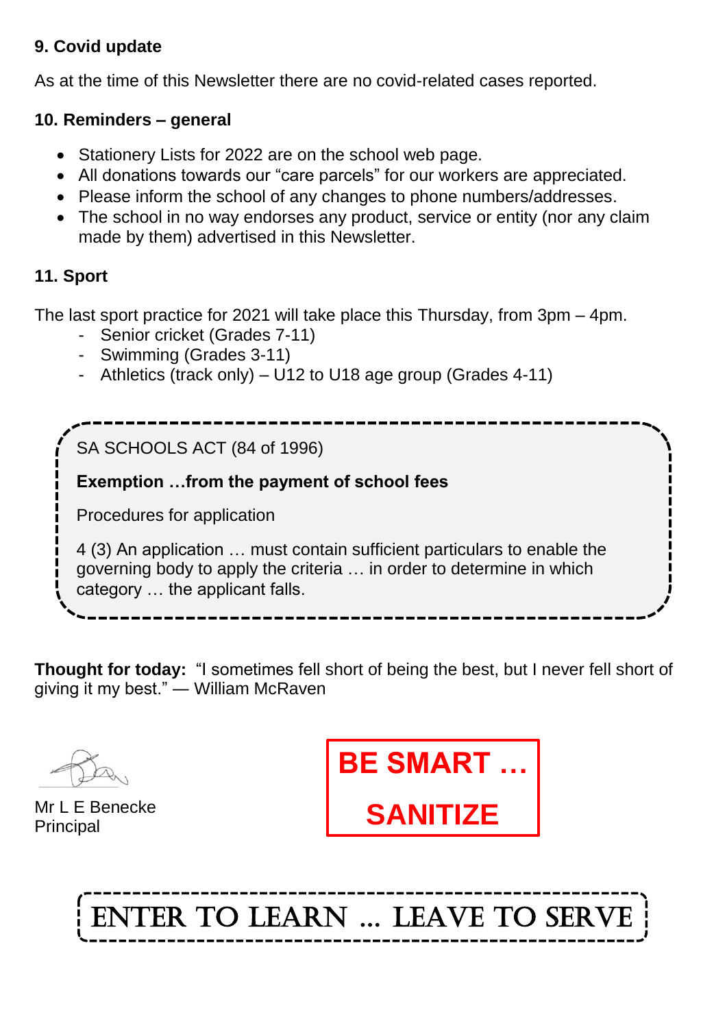**9. Covid update**

As at the time of this Newsletter there are no covid-related cases reported.

**10. Reminders – general**

- Stationery Lists for 2022 are on the school web page.
- All donations towards our "care parcels" for our workers are appreciated.
- Please inform the school of any changes to phone numbers/addresses.
- The school in no way endorses any product, service or entity (nor any claim made by them) advertised in this Newsletter.

**11. Sport**

The last sport practice for 2021 will take place this Thursday, from 3pm – 4pm.

- Senior cricket (Grades 7-11)
- Swimming (Grades 3-11)
- Athletics (track only) – U12 to U18 age group (Grades 4-11)

SA SCHOOLS ACT (84 of 1996)

**Exemption …from the payment of school fees**

Procedures for application

4 (3) An application … must contain sufficient particulars to enable the governing body to apply the criteria … in order to determine in which category … the applicant falls.

**Thought for today:** "I sometimes fell short of being the best, but I never fell short of giving it my best." — William McRaven

Mr L E Benecke
Principal

**BE SMART …**

**SANITIZE**

ENTER TO LEARN … LEAVE TO SERVE